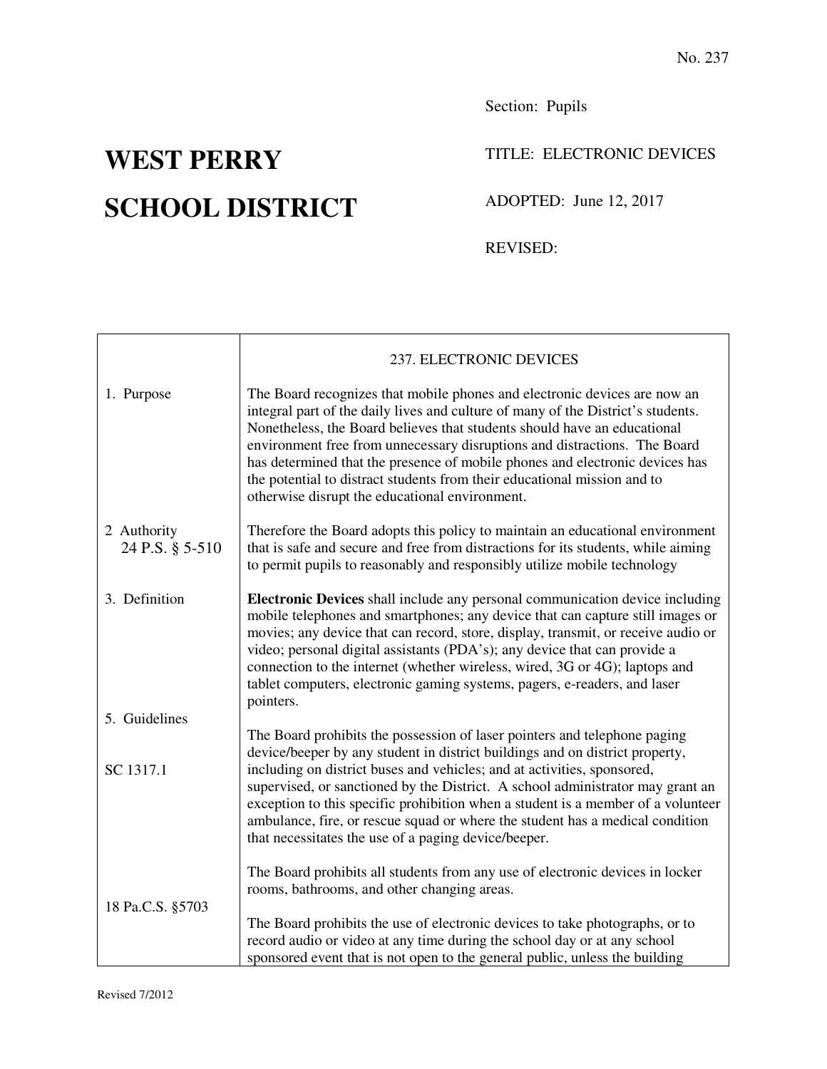No. 237

# WEST PERRY SCHOOL DISTRICT

Section: Pupils

TITLE: ELECTRONIC DEVICES

ADOPTED: June 12, 2017

REVISED:

| | |
|---|---|
| | 237. ELECTRONIC DEVICES |
| 1. Purpose | The Board recognizes that mobile phones and electronic devices are now an integral part of the daily lives and culture of many of the District's students. Nonetheless, the Board believes that students should have an educational environment free from unnecessary disruptions and distractions. The Board has determined that the presence of mobile phones and electronic devices has the potential to distract students from their educational mission and to otherwise disrupt the educational environment. |
| 2 Authority<br>24 P.S. § 5-510 | Therefore the Board adopts this policy to maintain an educational environment that is safe and secure and free from distractions for its students, while aiming to permit pupils to reasonably and responsibly utilize mobile technology |
| 3. Definition | **Electronic Devices** shall include any personal communication device including mobile telephones and smartphones; any device that can capture still images or movies; any device that can record, store, display, transmit, or receive audio or video; personal digital assistants (PDA's); any device that can provide a connection to the internet (whether wireless, wired, 3G or 4G); laptops and tablet computers, electronic gaming systems, pagers, e-readers, and laser pointers. |
| 5. Guidelines<br><br>SC 1317.1 | The Board prohibits the possession of laser pointers and telephone paging device/beeper by any student in district buildings and on district property, including on district buses and vehicles; and at activities, sponsored, supervised, or sanctioned by the District. A school administrator may grant an exception to this specific prohibition when a student is a member of a volunteer ambulance, fire, or rescue squad or where the student has a medical condition that necessitates the use of a paging device/beeper. |
| | The Board prohibits all students from any use of electronic devices in locker rooms, bathrooms, and other changing areas. |
| 18 Pa.C.S. §5703 | The Board prohibits the use of electronic devices to take photographs, or to record audio or video at any time during the school day or at any school sponsored event that is not open to the general public, unless the building |

Revised 7/2012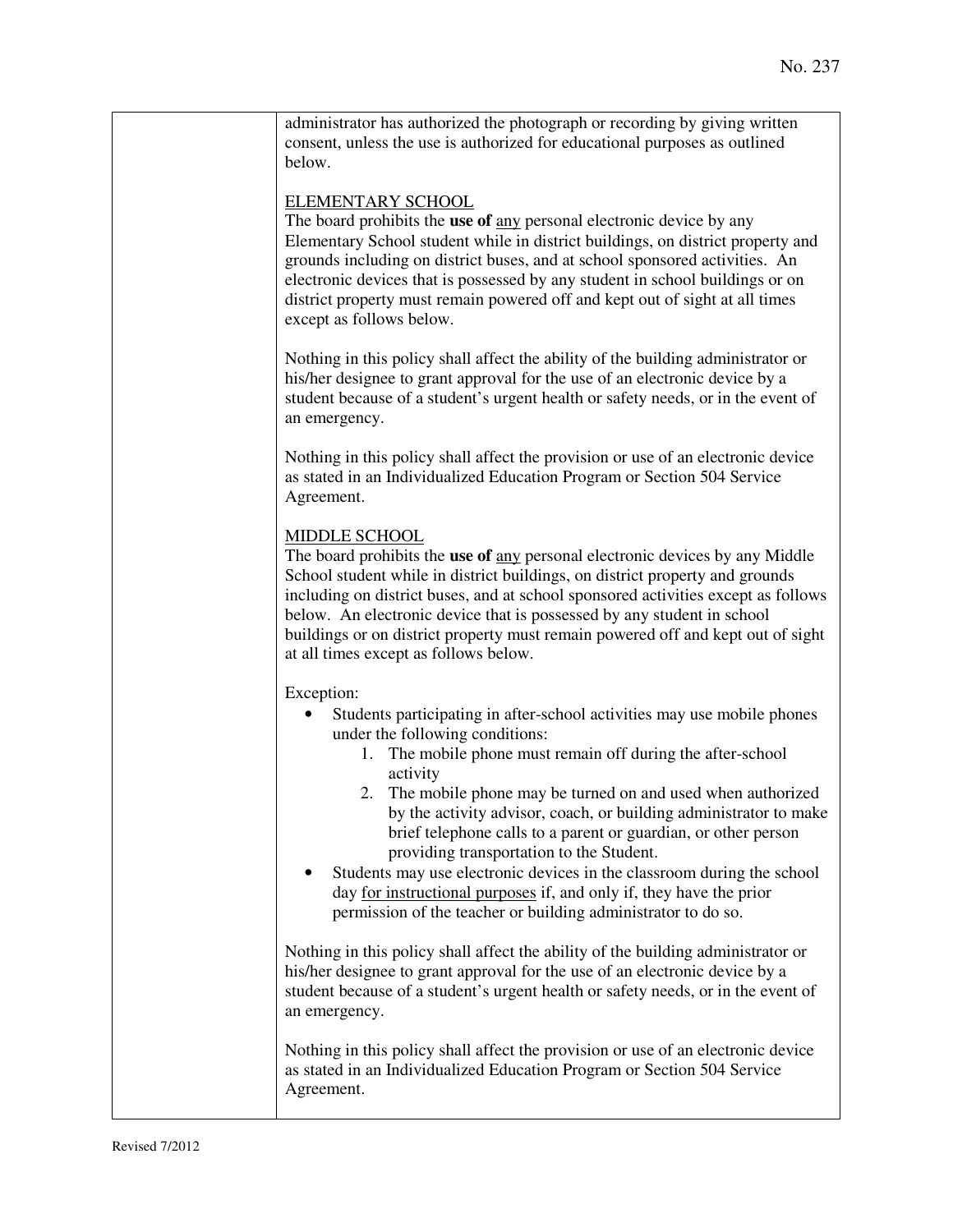administrator has authorized the photograph or recording by giving written consent, unless the use is authorized for educational purposes as outlined below.

ELEMENTARY SCHOOL

The board prohibits the **use of** any personal electronic device by any Elementary School student while in district buildings, on district property and grounds including on district buses, and at school sponsored activities. An electronic devices that is possessed by any student in school buildings or on district property must remain powered off and kept out of sight at all times except as follows below.

Nothing in this policy shall affect the ability of the building administrator or his/her designee to grant approval for the use of an electronic device by a student because of a student's urgent health or safety needs, or in the event of an emergency.

Nothing in this policy shall affect the provision or use of an electronic device as stated in an Individualized Education Program or Section 504 Service Agreement.

MIDDLE SCHOOL

The board prohibits the **use of** any personal electronic devices by any Middle School student while in district buildings, on district property and grounds including on district buses, and at school sponsored activities except as follows below. An electronic device that is possessed by any student in school buildings or on district property must remain powered off and kept out of sight at all times except as follows below.

Exception:

- Students participating in after-school activities may use mobile phones under the following conditions:
  1. The mobile phone must remain off during the after-school activity
  2. The mobile phone may be turned on and used when authorized by the activity advisor, coach, or building administrator to make brief telephone calls to a parent or guardian, or other person providing transportation to the Student.
- Students may use electronic devices in the classroom during the school day for instructional purposes if, and only if, they have the prior permission of the teacher or building administrator to do so.

Nothing in this policy shall affect the ability of the building administrator or his/her designee to grant approval for the use of an electronic device by a student because of a student's urgent health or safety needs, or in the event of an emergency.

Nothing in this policy shall affect the provision or use of an electronic device as stated in an Individualized Education Program or Section 504 Service Agreement.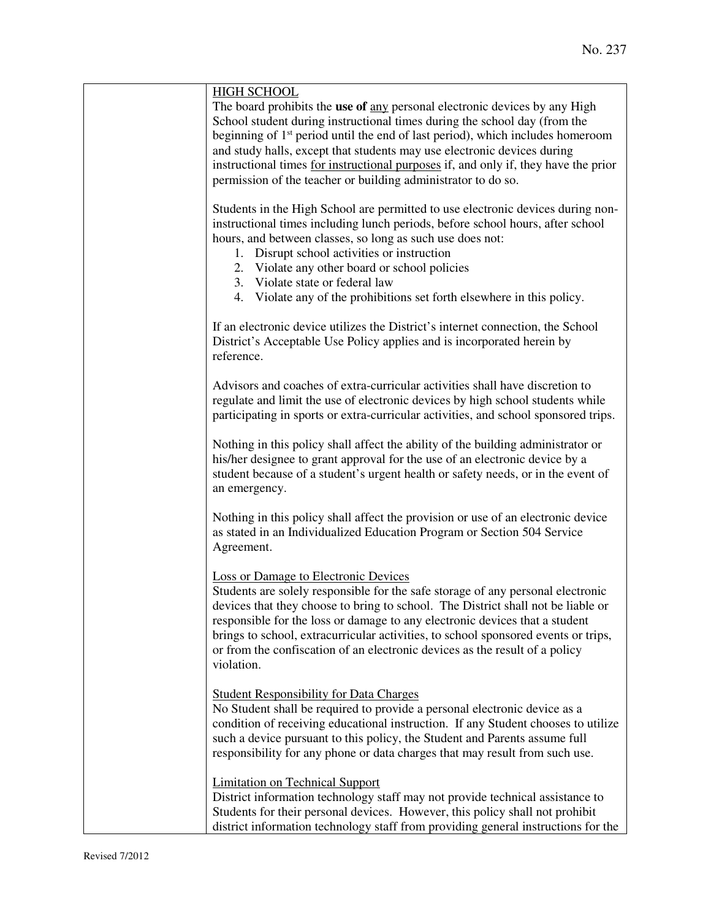<u>HIGH SCHOOL</u>

The board prohibits the **use of** <u>any</u> personal electronic devices by any High School student during instructional times during the school day (from the beginning of 1st period until the end of last period), which includes homeroom and study halls, except that students may use electronic devices during instructional times <u>for instructional purposes</u> if, and only if, they have the prior permission of the teacher or building administrator to do so.

Students in the High School are permitted to use electronic devices during non-instructional times including lunch periods, before school hours, after school hours, and between classes, so long as such use does not:

1. Disrupt school activities or instruction
2. Violate any other board or school policies
3. Violate state or federal law
4. Violate any of the prohibitions set forth elsewhere in this policy.

If an electronic device utilizes the District's internet connection, the School District's Acceptable Use Policy applies and is incorporated herein by reference.

Advisors and coaches of extra-curricular activities shall have discretion to regulate and limit the use of electronic devices by high school students while participating in sports or extra-curricular activities, and school sponsored trips.

Nothing in this policy shall affect the ability of the building administrator or his/her designee to grant approval for the use of an electronic device by a student because of a student's urgent health or safety needs, or in the event of an emergency.

Nothing in this policy shall affect the provision or use of an electronic device as stated in an Individualized Education Program or Section 504 Service Agreement.

<u>Loss or Damage to Electronic Devices</u>

Students are solely responsible for the safe storage of any personal electronic devices that they choose to bring to school. The District shall not be liable or responsible for the loss or damage to any electronic devices that a student brings to school, extracurricular activities, to school sponsored events or trips, or from the confiscation of an electronic devices as the result of a policy violation.

<u>Student Responsibility for Data Charges</u>

No Student shall be required to provide a personal electronic device as a condition of receiving educational instruction. If any Student chooses to utilize such a device pursuant to this policy, the Student and Parents assume full responsibility for any phone or data charges that may result from such use.

<u>Limitation on Technical Support</u>

District information technology staff may not provide technical assistance to Students for their personal devices. However, this policy shall not prohibit district information technology staff from providing general instructions for the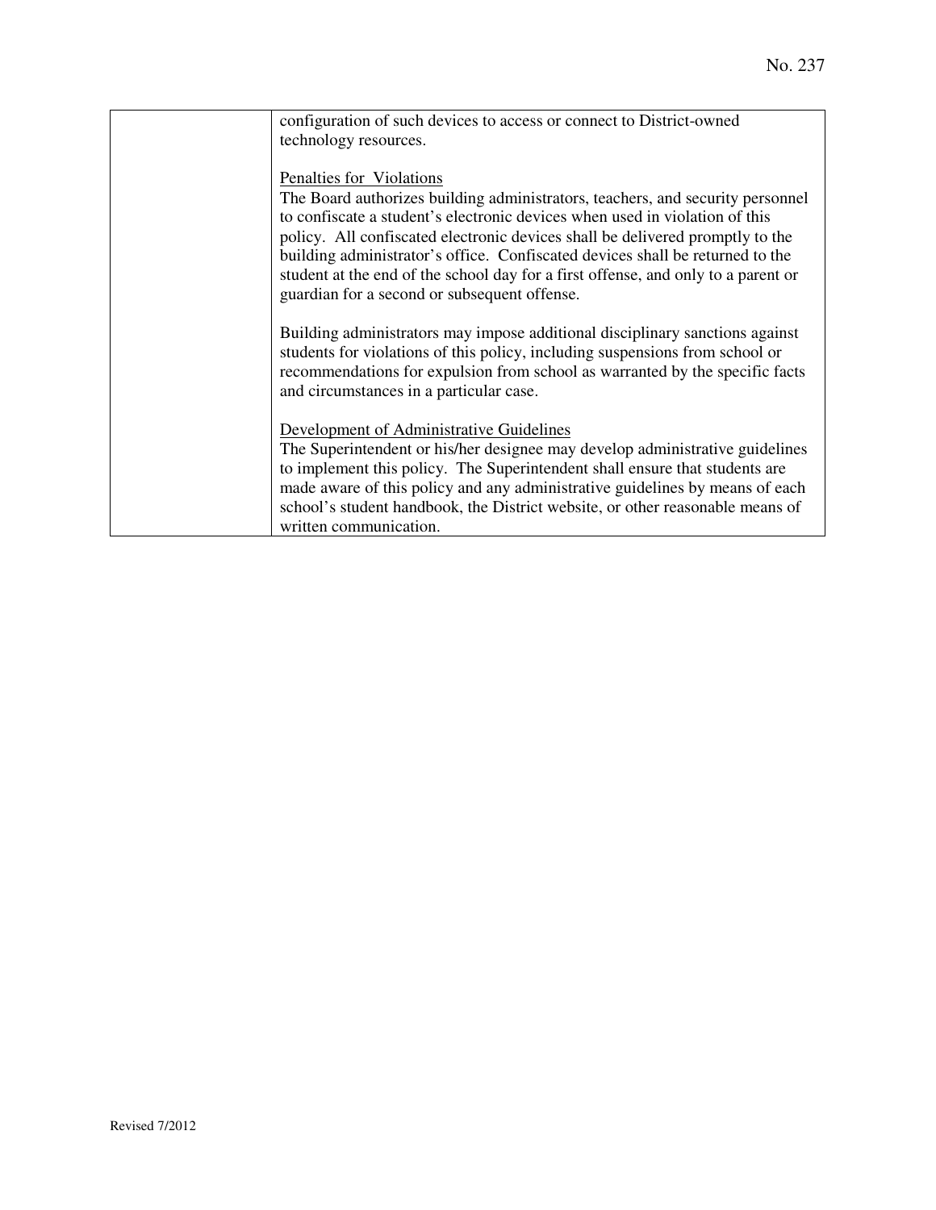configuration of such devices to access or connect to District-owned technology resources.

Penalties for Violations

The Board authorizes building administrators, teachers, and security personnel to confiscate a student's electronic devices when used in violation of this policy. All confiscated electronic devices shall be delivered promptly to the building administrator's office. Confiscated devices shall be returned to the student at the end of the school day for a first offense, and only to a parent or guardian for a second or subsequent offense.

Building administrators may impose additional disciplinary sanctions against students for violations of this policy, including suspensions from school or recommendations for expulsion from school as warranted by the specific facts and circumstances in a particular case.

Development of Administrative Guidelines

The Superintendent or his/her designee may develop administrative guidelines to implement this policy. The Superintendent shall ensure that students are made aware of this policy and any administrative guidelines by means of each school's student handbook, the District website, or other reasonable means of written communication.